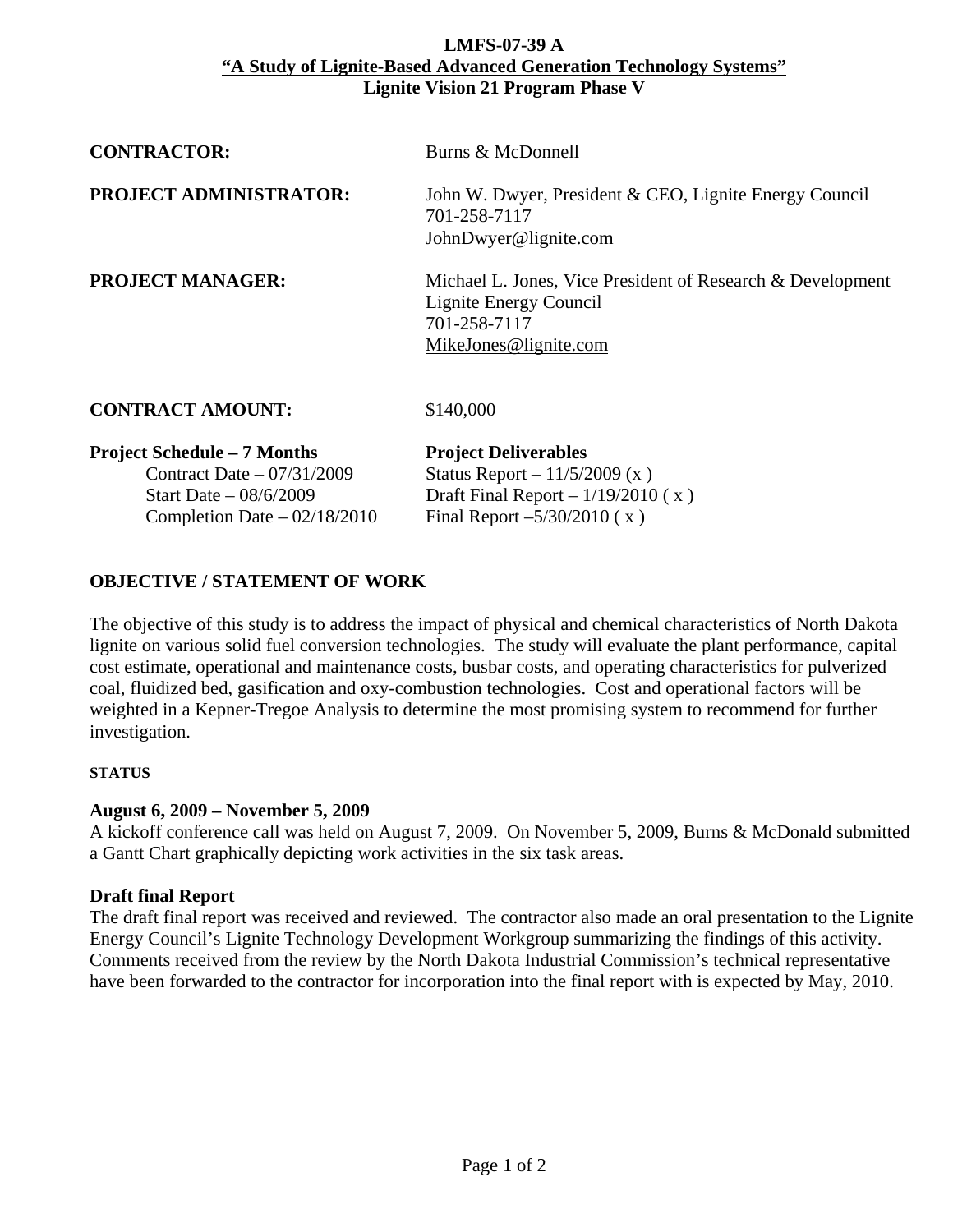**LMFS-07-39 A**

**"A Study of Lignite-Based Advanced Generation Technology Systems"**

**Lignite Vision 21 Program Phase V**

**CONTRACTOR:** Burns & McDonnell

**PROJECT ADMINISTRATOR:** John W. Dwyer, President & CEO, Lignite Energy Council
701-258-7117
JohnDwyer@lignite.com

**PROJECT MANAGER:** Michael L. Jones, Vice President of Research & Development
Lignite Energy Council
701-258-7117
MikeJones@lignite.com

**CONTRACT AMOUNT:** $140,000

| **Project Schedule – 7 Months** | **Project Deliverables** |
|---|---|
| Contract Date – 07/31/2009 | Status Report – 11/5/2009 (x ) |
| Start Date – 08/6/2009 | Draft Final Report – 1/19/2010 ( x ) |
| Completion Date – 02/18/2010 | Final Report –5/30/2010 ( x ) |

## OBJECTIVE / STATEMENT OF WORK

The objective of this study is to address the impact of physical and chemical characteristics of North Dakota lignite on various solid fuel conversion technologies. The study will evaluate the plant performance, capital cost estimate, operational and maintenance costs, busbar costs, and operating characteristics for pulverized coal, fluidized bed, gasification and oxy-combustion technologies. Cost and operational factors will be weighted in a Kepner-Tregoe Analysis to determine the most promising system to recommend for further investigation.

**STATUS**

**August 6, 2009 – November 5, 2009**

A kickoff conference call was held on August 7, 2009. On November 5, 2009, Burns & McDonald submitted a Gantt Chart graphically depicting work activities in the six task areas.

**Draft final Report**

The draft final report was received and reviewed. The contractor also made an oral presentation to the Lignite Energy Council's Lignite Technology Development Workgroup summarizing the findings of this activity. Comments received from the review by the North Dakota Industrial Commission's technical representative have been forwarded to the contractor for incorporation into the final report with is expected by May, 2010.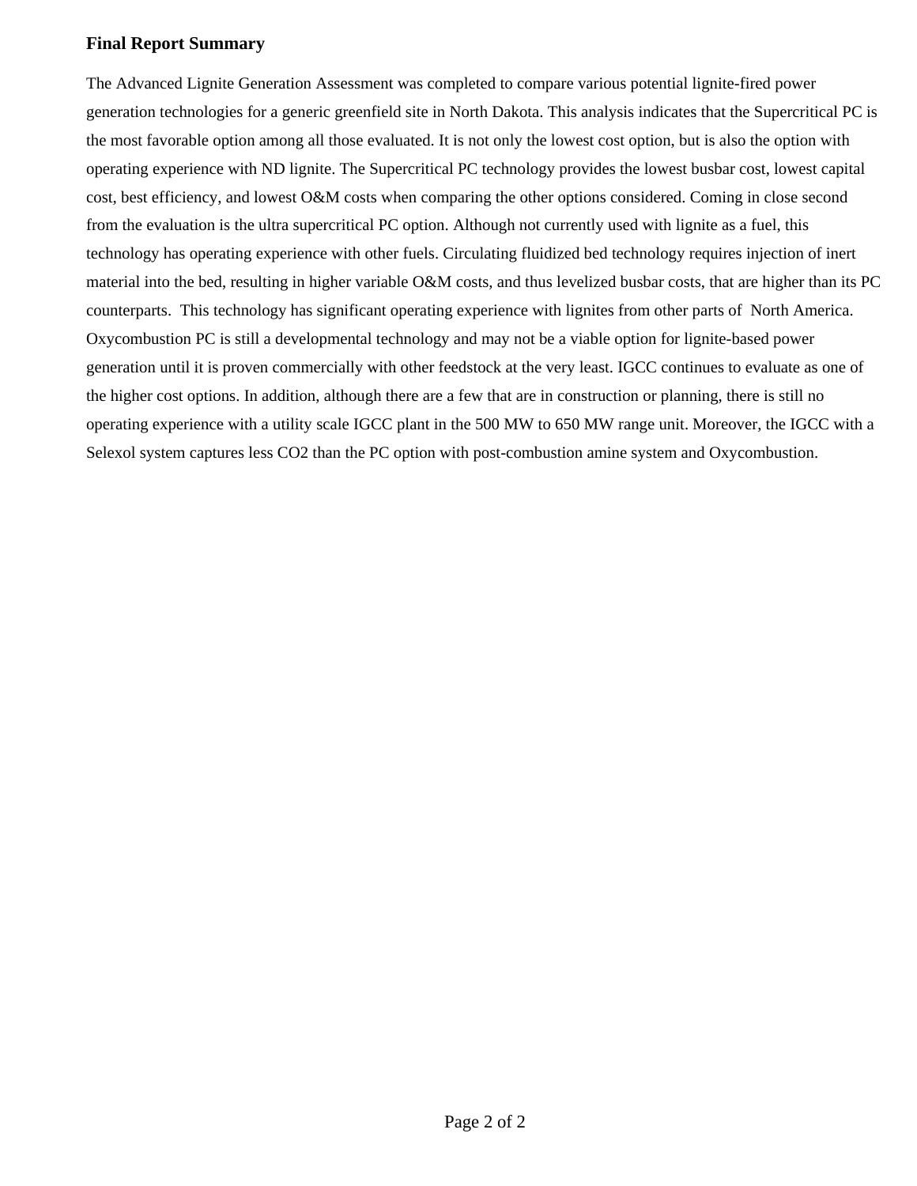**Final Report Summary**

The Advanced Lignite Generation Assessment was completed to compare various potential lignite-fired power generation technologies for a generic greenfield site in North Dakota. This analysis indicates that the Supercritical PC is the most favorable option among all those evaluated. It is not only the lowest cost option, but is also the option with operating experience with ND lignite. The Supercritical PC technology provides the lowest busbar cost, lowest capital cost, best efficiency, and lowest O&M costs when comparing the other options considered. Coming in close second from the evaluation is the ultra supercritical PC option. Although not currently used with lignite as a fuel, this technology has operating experience with other fuels. Circulating fluidized bed technology requires injection of inert material into the bed, resulting in higher variable O&M costs, and thus levelized busbar costs, that are higher than its PC counterparts. This technology has significant operating experience with lignites from other parts of North America. Oxycombustion PC is still a developmental technology and may not be a viable option for lignite-based power generation until it is proven commercially with other feedstock at the very least. IGCC continues to evaluate as one of the higher cost options. In addition, although there are a few that are in construction or planning, there is still no operating experience with a utility scale IGCC plant in the 500 MW to 650 MW range unit. Moreover, the IGCC with a Selexol system captures less $CO_2$ than the PC option with post-combustion amine system and Oxycombustion.